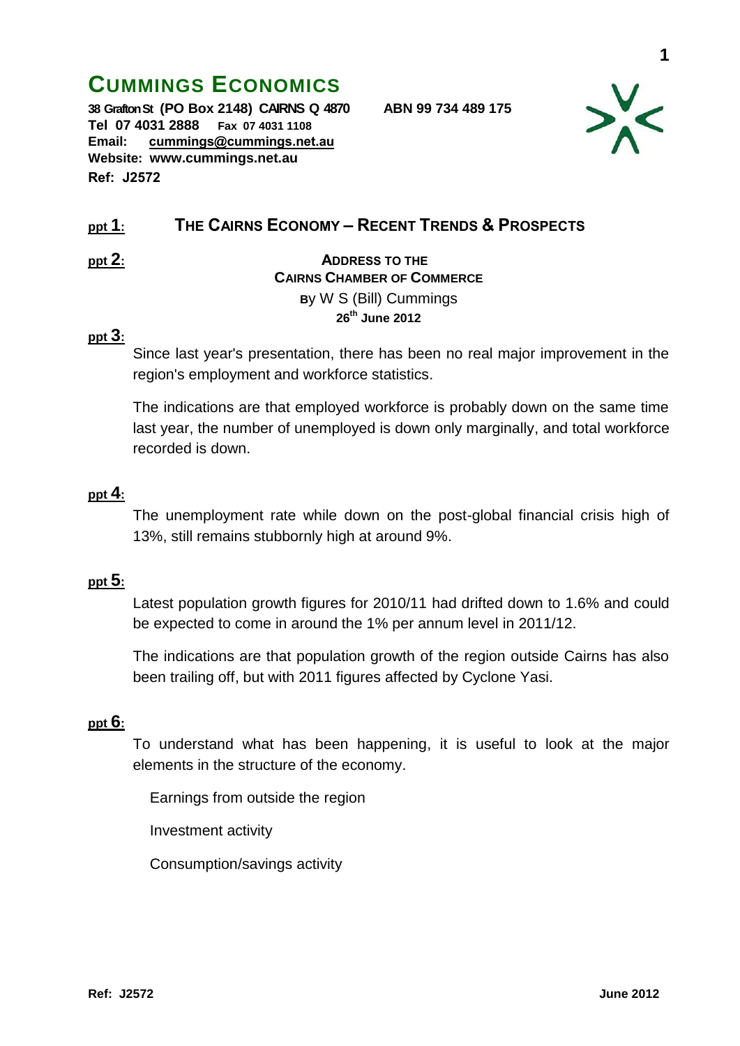# CUMMINGS ECONOMICS

**38 Grafton St (PO Box 2148) CAIRNS Q 4870 ABN 99 734 489 175**
**Tel 07 4031 2888 Fax 07 4031 1108**
**Email: cummings@cummings.net.au**
**Website: www.cummings.net.au**
**Ref: J2572**

**ppt 1:** **THE CAIRNS ECONOMY – RECENT TRENDS & PROSPECTS**

**ppt 2:**

**ADDRESS TO THE**
**CAIRNS CHAMBER OF COMMERCE**
**BY** W S (Bill) Cummings
**26th June 2012**

**ppt 3:**

Since last year's presentation, there has been no real major improvement in the region's employment and workforce statistics.

The indications are that employed workforce is probably down on the same time last year, the number of unemployed is down only marginally, and total workforce recorded is down.

**ppt 4:**

The unemployment rate while down on the post-global financial crisis high of 13%, still remains stubbornly high at around 9%.

**ppt 5:**

Latest population growth figures for 2010/11 had drifted down to 1.6% and could be expected to come in around the 1% per annum level in 2011/12.

The indications are that population growth of the region outside Cairns has also been trailing off, but with 2011 figures affected by Cyclone Yasi.

**ppt 6:**

To understand what has been happening, it is useful to look at the major elements in the structure of the economy.

Earnings from outside the region

Investment activity

Consumption/savings activity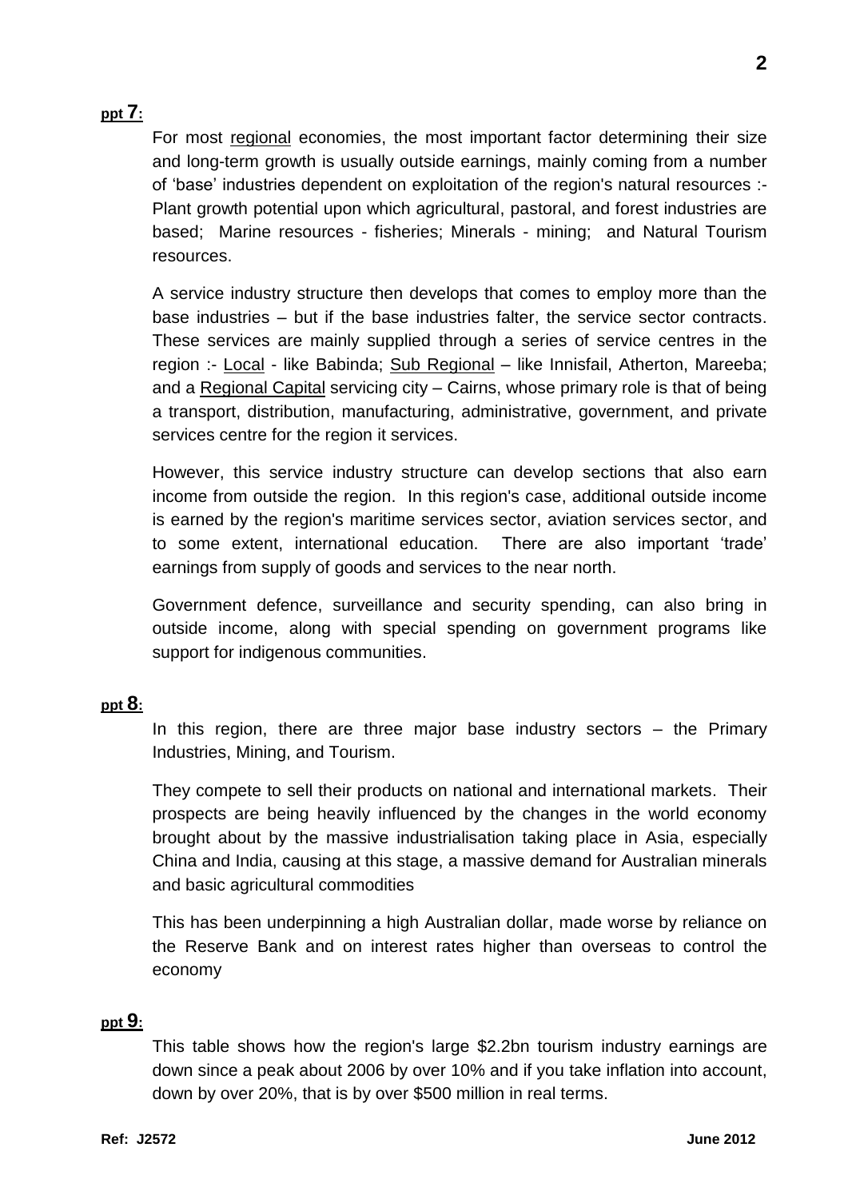**ppt 7:**

For most regional economies, the most important factor determining their size and long-term growth is usually outside earnings, mainly coming from a number of 'base' industries dependent on exploitation of the region's natural resources :- Plant growth potential upon which agricultural, pastoral, and forest industries are based; Marine resources - fisheries; Minerals - mining; and Natural Tourism resources.

A service industry structure then develops that comes to employ more than the base industries – but if the base industries falter, the service sector contracts. These services are mainly supplied through a series of service centres in the region :- Local - like Babinda; Sub Regional – like Innisfail, Atherton, Mareeba; and a Regional Capital servicing city – Cairns, whose primary role is that of being a transport, distribution, manufacturing, administrative, government, and private services centre for the region it services.

However, this service industry structure can develop sections that also earn income from outside the region. In this region's case, additional outside income is earned by the region's maritime services sector, aviation services sector, and to some extent, international education. There are also important 'trade' earnings from supply of goods and services to the near north.

Government defence, surveillance and security spending, can also bring in outside income, along with special spending on government programs like support for indigenous communities.

**ppt 8:**

In this region, there are three major base industry sectors – the Primary Industries, Mining, and Tourism.

They compete to sell their products on national and international markets. Their prospects are being heavily influenced by the changes in the world economy brought about by the massive industrialisation taking place in Asia, especially China and India, causing at this stage, a massive demand for Australian minerals and basic agricultural commodities

This has been underpinning a high Australian dollar, made worse by reliance on the Reserve Bank and on interest rates higher than overseas to control the economy

**ppt 9:**

This table shows how the region's large \$2.2bn tourism industry earnings are down since a peak about 2006 by over 10% and if you take inflation into account, down by over 20%, that is by over \$500 million in real terms.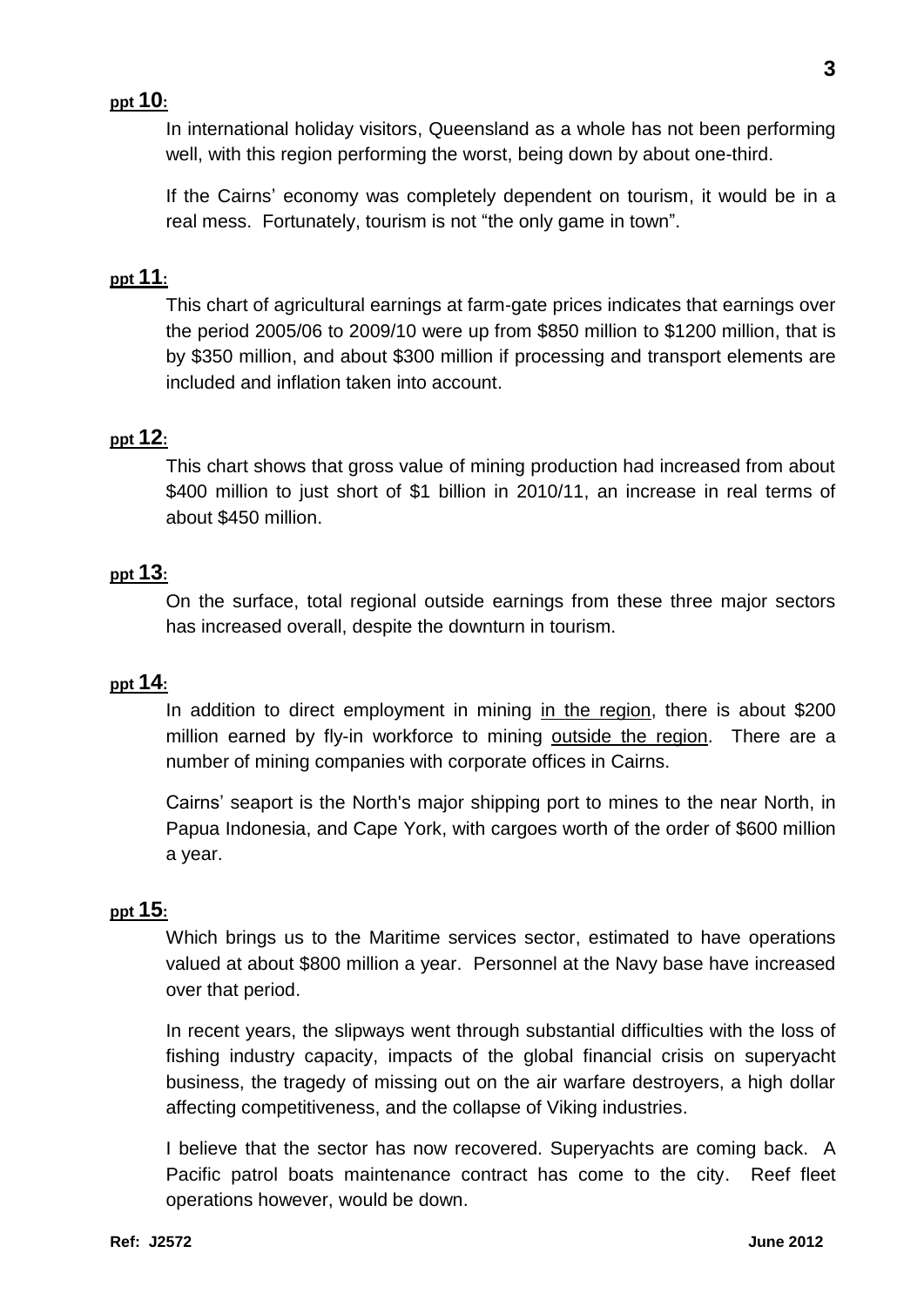**ppt 10:**

In international holiday visitors, Queensland as a whole has not been performing well, with this region performing the worst, being down by about one-third.

If the Cairns' economy was completely dependent on tourism, it would be in a real mess. Fortunately, tourism is not "the only game in town".

**ppt 11:**

This chart of agricultural earnings at farm-gate prices indicates that earnings over the period 2005/06 to 2009/10 were up from $850 million to $1200 million, that is by $350 million, and about $300 million if processing and transport elements are included and inflation taken into account.

**ppt 12:**

This chart shows that gross value of mining production had increased from about $400 million to just short of $1 billion in 2010/11, an increase in real terms of about $450 million.

**ppt 13:**

On the surface, total regional outside earnings from these three major sectors has increased overall, despite the downturn in tourism.

**ppt 14:**

In addition to direct employment in mining <u>in the region</u>, there is about $200 million earned by fly-in workforce to mining <u>outside the region</u>. There are a number of mining companies with corporate offices in Cairns.

Cairns' seaport is the North's major shipping port to mines to the near North, in Papua Indonesia, and Cape York, with cargoes worth of the order of $600 million a year.

**ppt 15:**

Which brings us to the Maritime services sector, estimated to have operations valued at about $800 million a year. Personnel at the Navy base have increased over that period.

In recent years, the slipways went through substantial difficulties with the loss of fishing industry capacity, impacts of the global financial crisis on superyacht business, the tragedy of missing out on the air warfare destroyers, a high dollar affecting competitiveness, and the collapse of Viking industries.

I believe that the sector has now recovered. Superyachts are coming back. A Pacific patrol boats maintenance contract has come to the city. Reef fleet operations however, would be down.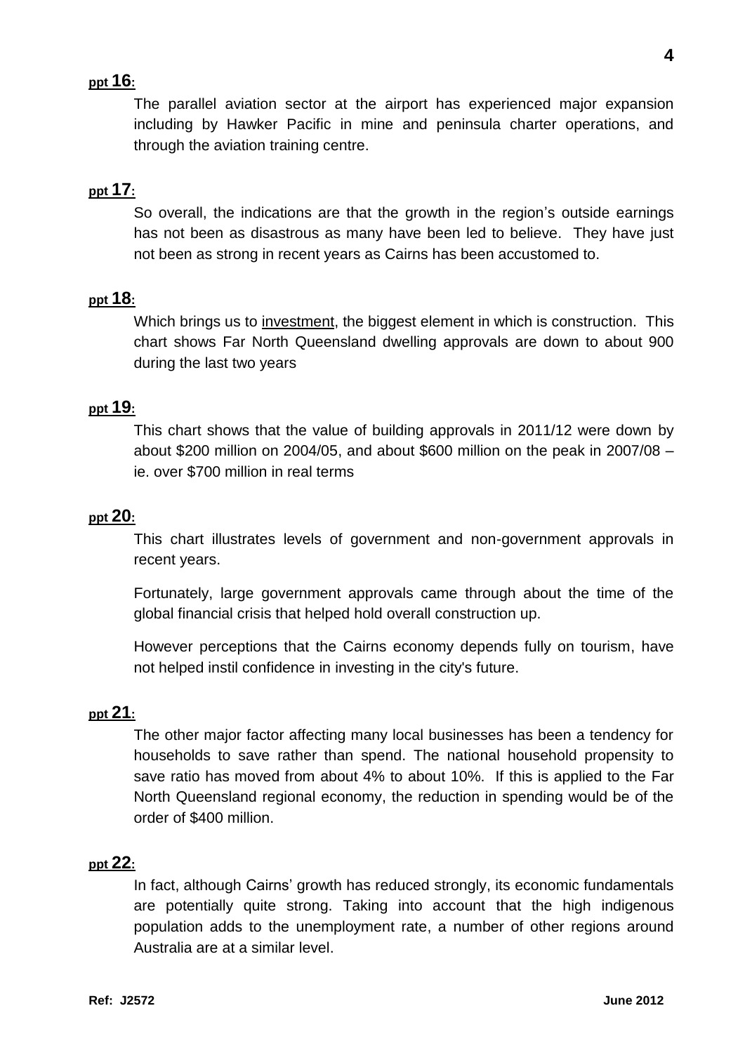**ppt 16:**

The parallel aviation sector at the airport has experienced major expansion including by Hawker Pacific in mine and peninsula charter operations, and through the aviation training centre.

**ppt 17:**

So overall, the indications are that the growth in the region's outside earnings has not been as disastrous as many have been led to believe. They have just not been as strong in recent years as Cairns has been accustomed to.

**ppt 18:**

Which brings us to investment, the biggest element in which is construction. This chart shows Far North Queensland dwelling approvals are down to about 900 during the last two years

**ppt 19:**

This chart shows that the value of building approvals in 2011/12 were down by about $200 million on 2004/05, and about $600 million on the peak in 2007/08 – ie. over $700 million in real terms

**ppt 20:**

This chart illustrates levels of government and non-government approvals in recent years.

Fortunately, large government approvals came through about the time of the global financial crisis that helped hold overall construction up.

However perceptions that the Cairns economy depends fully on tourism, have not helped instil confidence in investing in the city's future.

**ppt 21:**

The other major factor affecting many local businesses has been a tendency for households to save rather than spend. The national household propensity to save ratio has moved from about 4% to about 10%. If this is applied to the Far North Queensland regional economy, the reduction in spending would be of the order of $400 million.

**ppt 22:**

In fact, although Cairns' growth has reduced strongly, its economic fundamentals are potentially quite strong. Taking into account that the high indigenous population adds to the unemployment rate, a number of other regions around Australia are at a similar level.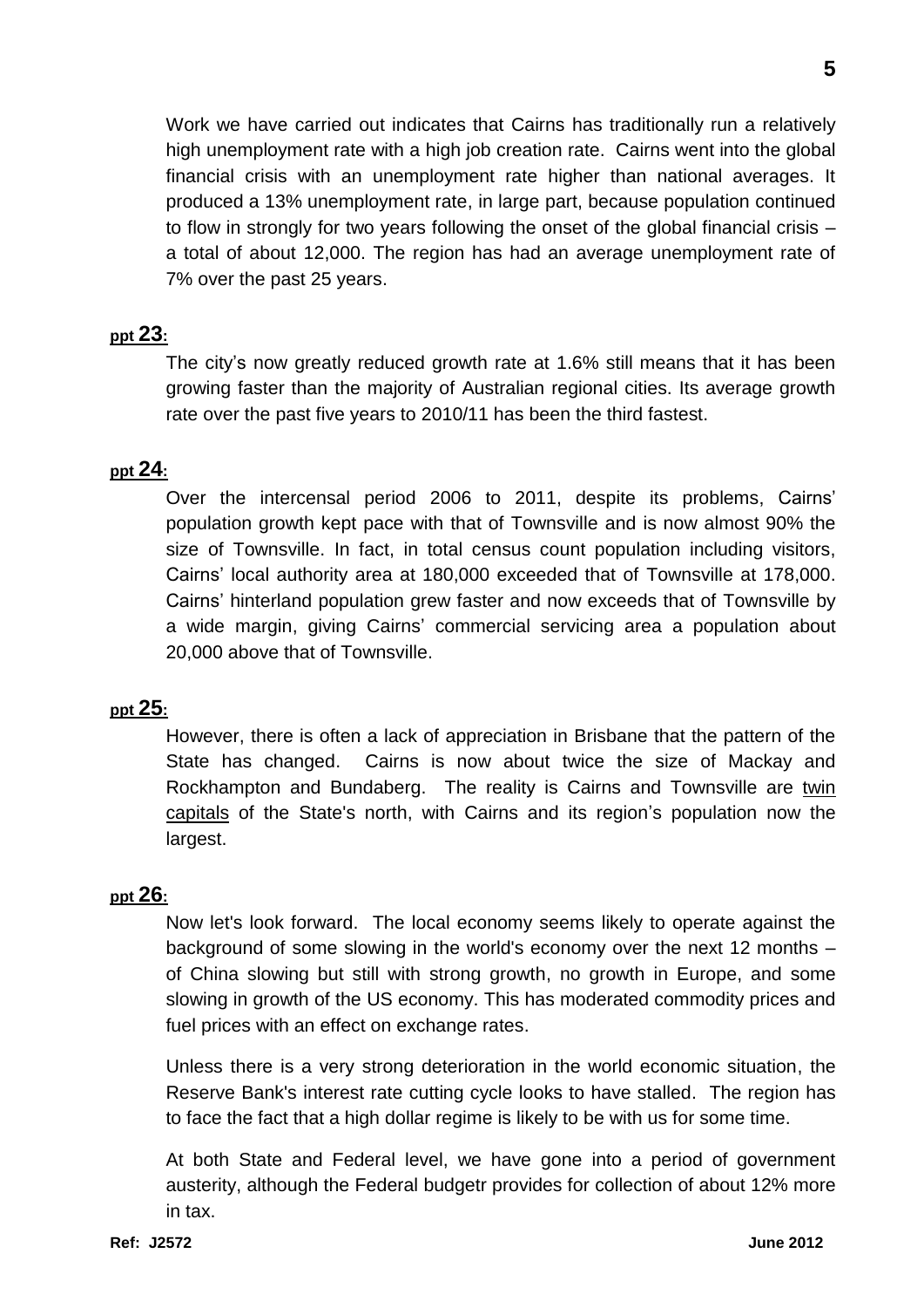Work we have carried out indicates that Cairns has traditionally run a relatively high unemployment rate with a high job creation rate. Cairns went into the global financial crisis with an unemployment rate higher than national averages. It produced a 13% unemployment rate, in large part, because population continued to flow in strongly for two years following the onset of the global financial crisis – a total of about 12,000. The region has had an average unemployment rate of 7% over the past 25 years.

**ppt 23:**

The city's now greatly reduced growth rate at 1.6% still means that it has been growing faster than the majority of Australian regional cities. Its average growth rate over the past five years to 2010/11 has been the third fastest.

**ppt 24:**

Over the intercensal period 2006 to 2011, despite its problems, Cairns' population growth kept pace with that of Townsville and is now almost 90% the size of Townsville. In fact, in total census count population including visitors, Cairns' local authority area at 180,000 exceeded that of Townsville at 178,000. Cairns' hinterland population grew faster and now exceeds that of Townsville by a wide margin, giving Cairns' commercial servicing area a population about 20,000 above that of Townsville.

**ppt 25:**

However, there is often a lack of appreciation in Brisbane that the pattern of the State has changed. Cairns is now about twice the size of Mackay and Rockhampton and Bundaberg. The reality is Cairns and Townsville are twin capitals of the State's north, with Cairns and its region's population now the largest.

**ppt 26:**

Now let's look forward. The local economy seems likely to operate against the background of some slowing in the world's economy over the next 12 months – of China slowing but still with strong growth, no growth in Europe, and some slowing in growth of the US economy. This has moderated commodity prices and fuel prices with an effect on exchange rates.

Unless there is a very strong deterioration in the world economic situation, the Reserve Bank's interest rate cutting cycle looks to have stalled. The region has to face the fact that a high dollar regime is likely to be with us for some time.

At both State and Federal level, we have gone into a period of government austerity, although the Federal budgetr provides for collection of about 12% more in tax.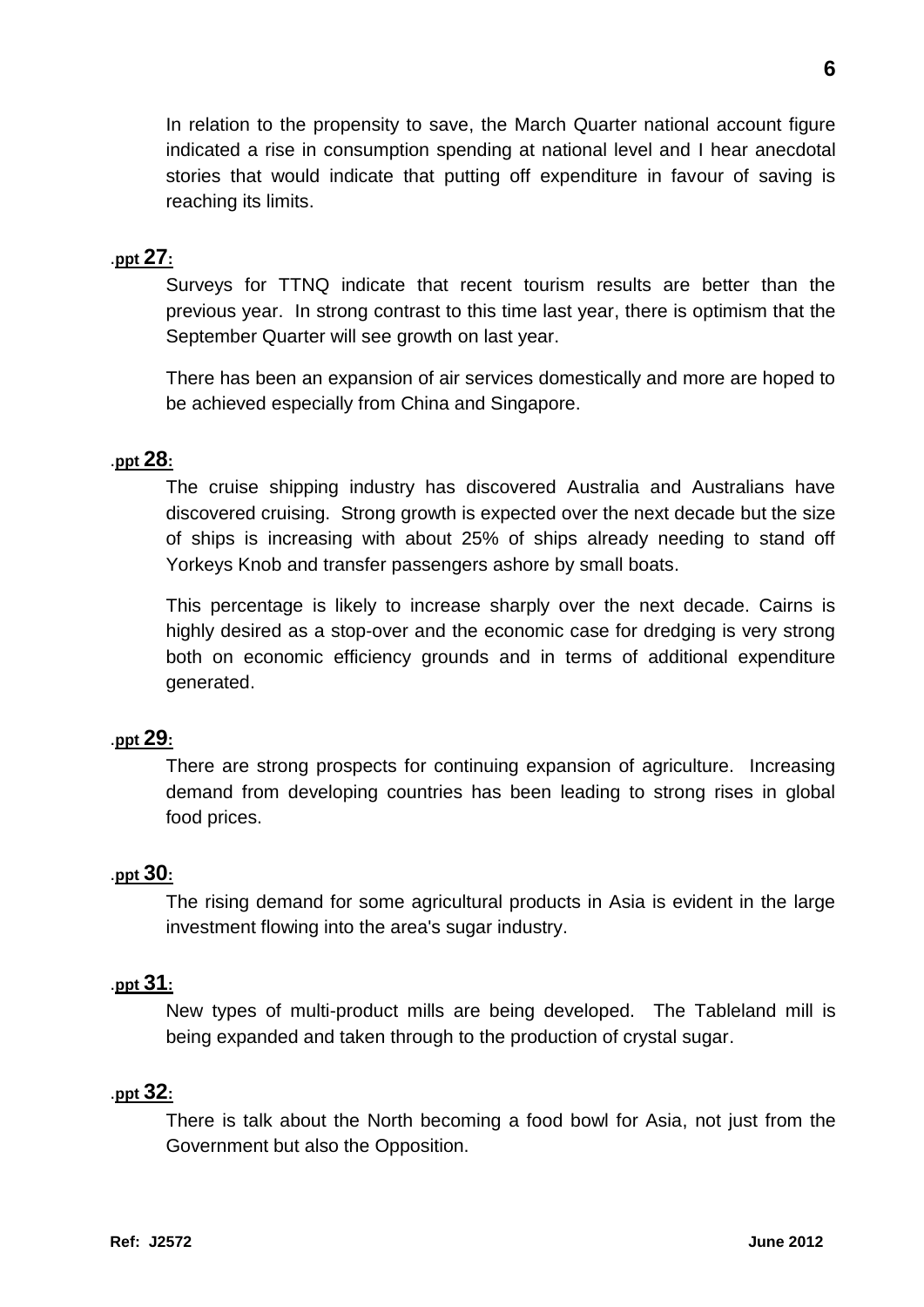In relation to the propensity to save, the March Quarter national account figure indicated a rise in consumption spending at national level and I hear anecdotal stories that would indicate that putting off expenditure in favour of saving is reaching its limits.

.**ppt 27:**

Surveys for TTNQ indicate that recent tourism results are better than the previous year. In strong contrast to this time last year, there is optimism that the September Quarter will see growth on last year.

There has been an expansion of air services domestically and more are hoped to be achieved especially from China and Singapore.

.**ppt 28:**

The cruise shipping industry has discovered Australia and Australians have discovered cruising. Strong growth is expected over the next decade but the size of ships is increasing with about 25% of ships already needing to stand off Yorkeys Knob and transfer passengers ashore by small boats.

This percentage is likely to increase sharply over the next decade. Cairns is highly desired as a stop-over and the economic case for dredging is very strong both on economic efficiency grounds and in terms of additional expenditure generated.

.**ppt 29:**

There are strong prospects for continuing expansion of agriculture. Increasing demand from developing countries has been leading to strong rises in global food prices.

.**ppt 30:**

The rising demand for some agricultural products in Asia is evident in the large investment flowing into the area's sugar industry.

.**ppt 31:**

New types of multi-product mills are being developed. The Tableland mill is being expanded and taken through to the production of crystal sugar.

.**ppt 32:**

There is talk about the North becoming a food bowl for Asia, not just from the Government but also the Opposition.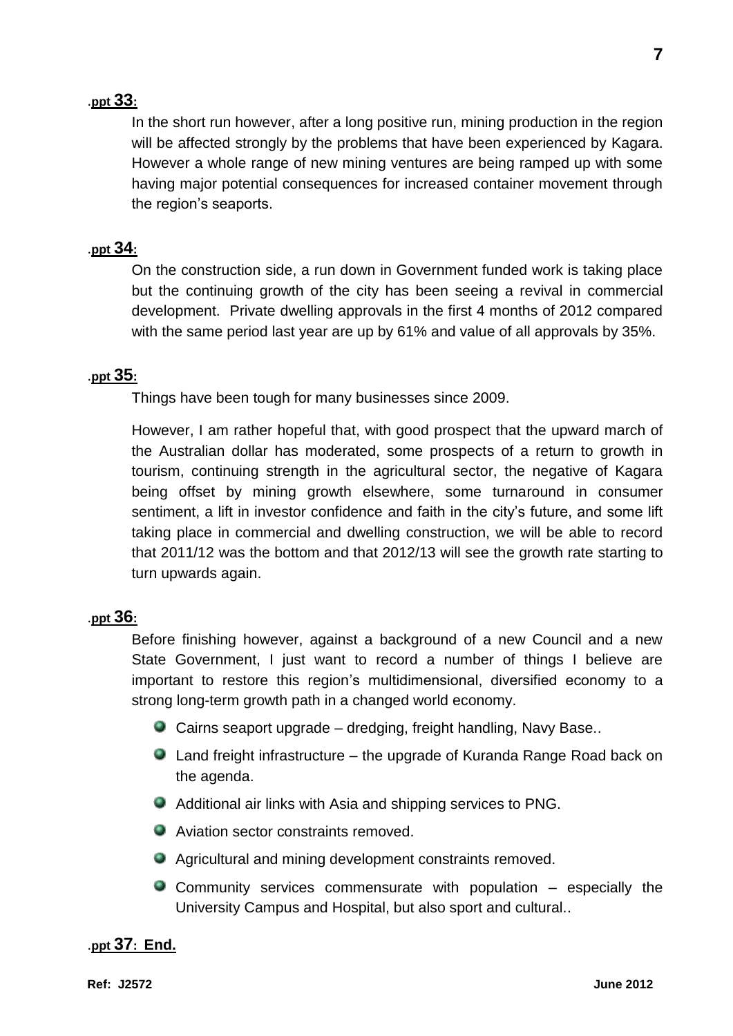**.ppt 33:**

In the short run however, after a long positive run, mining production in the region will be affected strongly by the problems that have been experienced by Kagara. However a whole range of new mining ventures are being ramped up with some having major potential consequences for increased container movement through the region's seaports.

**.ppt 34:**

On the construction side, a run down in Government funded work is taking place but the continuing growth of the city has been seeing a revival in commercial development. Private dwelling approvals in the first 4 months of 2012 compared with the same period last year are up by 61% and value of all approvals by 35%.

**.ppt 35:**

Things have been tough for many businesses since 2009.

However, I am rather hopeful that, with good prospect that the upward march of the Australian dollar has moderated, some prospects of a return to growth in tourism, continuing strength in the agricultural sector, the negative of Kagara being offset by mining growth elsewhere, some turnaround in consumer sentiment, a lift in investor confidence and faith in the city's future, and some lift taking place in commercial and dwelling construction, we will be able to record that 2011/12 was the bottom and that 2012/13 will see the growth rate starting to turn upwards again.

**.ppt 36:**

Before finishing however, against a background of a new Council and a new State Government, I just want to record a number of things I believe are important to restore this region's multidimensional, diversified economy to a strong long-term growth path in a changed world economy.

- Cairns seaport upgrade – dredging, freight handling, Navy Base..
- Land freight infrastructure – the upgrade of Kuranda Range Road back on the agenda.
- Additional air links with Asia and shipping services to PNG.
- Aviation sector constraints removed.
- Agricultural and mining development constraints removed.
- Community services commensurate with population – especially the University Campus and Hospital, but also sport and cultural..

**.ppt 37: End.**

**Ref: J2572** **June 2012**